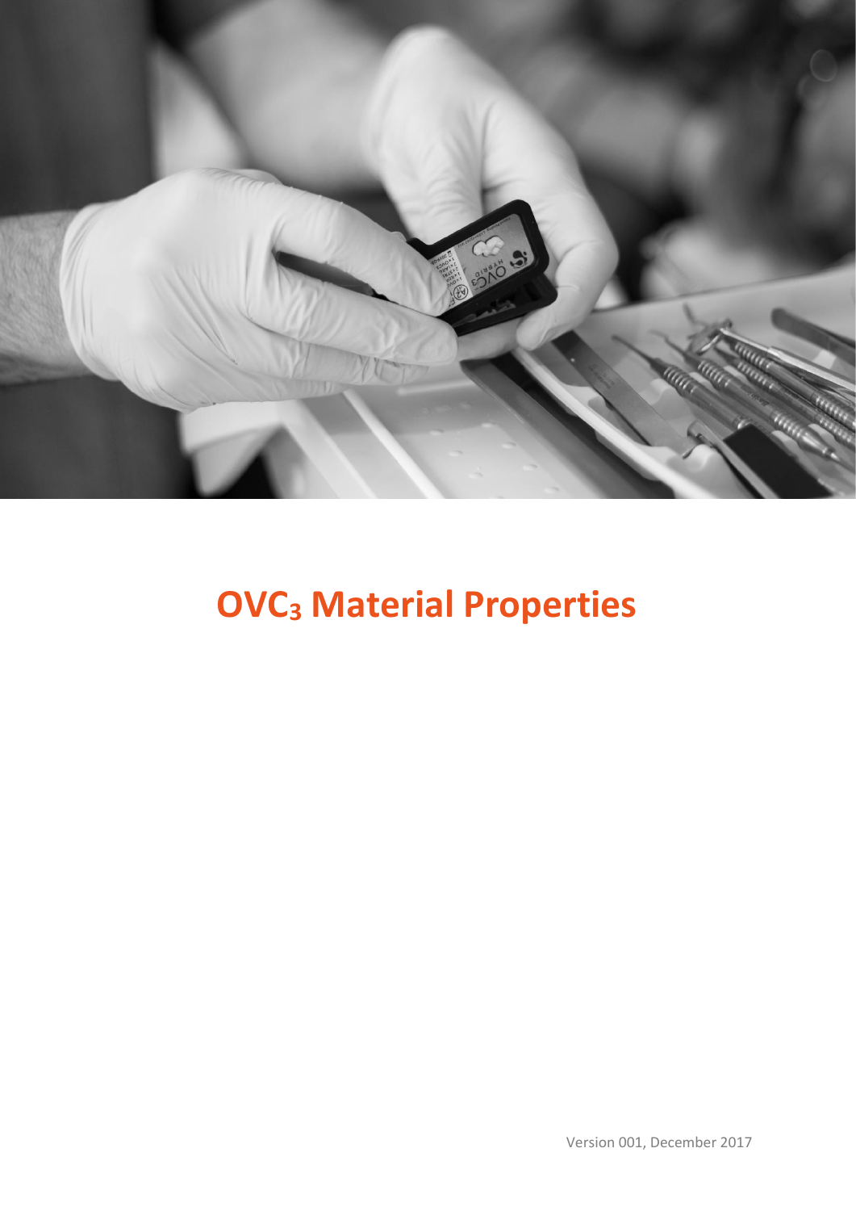# $OVC_3$ Material Properties

Version 001, December 2017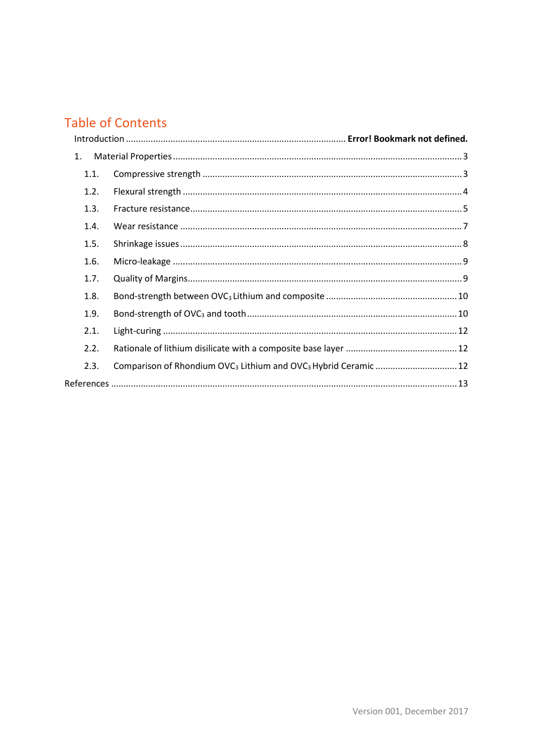# Table of Contents

Introduction ........................................................................................ **Error! Bookmark not defined.**

1. Material Properties ........................................................................................ 3
   - 1.1. Compressive strength ........................................................................................ 3
   - 1.2. Flexural strength ........................................................................................ 4
   - 1.3. Fracture resistance ........................................................................................ 5
   - 1.4. Wear resistance ........................................................................................ 7
   - 1.5. Shrinkage issues ........................................................................................ 8
   - 1.6. Micro-leakage ........................................................................................ 9
   - 1.7. Quality of Margins ........................................................................................ 9
   - 1.8. Bond-strength between $OVC_3$ Lithium and composite ........................................ 10
   - 1.9. Bond-strength of $OVC_3$ and tooth ........................................................................ 10
   - 2.1. Light-curing ........................................................................................ 12
   - 2.2. Rationale of lithium disilicate with a composite base layer ........................................ 12
   - 2.3. Comparison of Rhondium $OVC_3$ Lithium and $OVC_3$ Hybrid Ceramic ........................ 12

References ........................................................................................ 13

Version 001, December 2017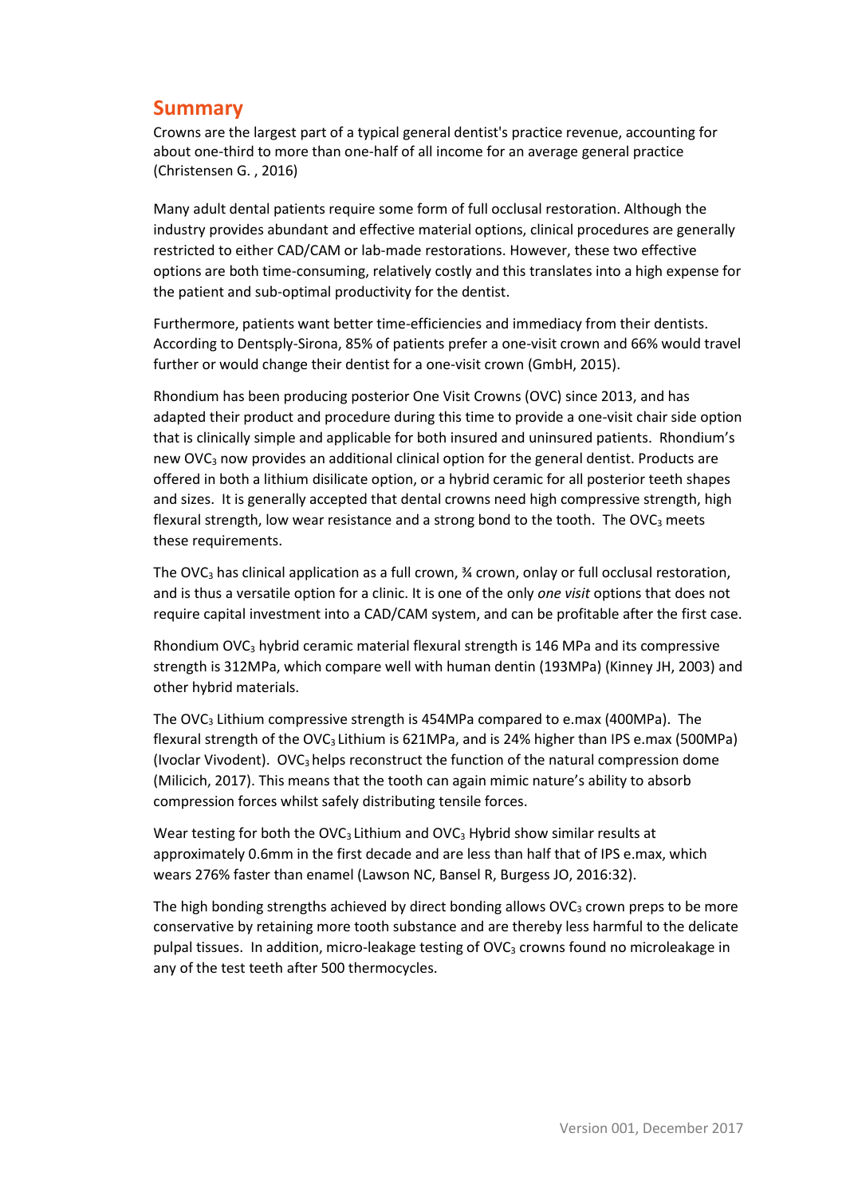## Summary

Crowns are the largest part of a typical general dentist's practice revenue, accounting for about one-third to more than one-half of all income for an average general practice (Christensen G. , 2016)

Many adult dental patients require some form of full occlusal restoration. Although the industry provides abundant and effective material options, clinical procedures are generally restricted to either CAD/CAM or lab-made restorations. However, these two effective options are both time-consuming, relatively costly and this translates into a high expense for the patient and sub-optimal productivity for the dentist.

Furthermore, patients want better time-efficiencies and immediacy from their dentists. According to Dentsply-Sirona, 85% of patients prefer a one-visit crown and 66% would travel further or would change their dentist for a one-visit crown (GmbH, 2015).

Rhondium has been producing posterior One Visit Crowns (OVC) since 2013, and has adapted their product and procedure during this time to provide a one-visit chair side option that is clinically simple and applicable for both insured and uninsured patients. Rhondium's new $OVC_3$ now provides an additional clinical option for the general dentist. Products are offered in both a lithium disilicate option, or a hybrid ceramic for all posterior teeth shapes and sizes. It is generally accepted that dental crowns need high compressive strength, high flexural strength, low wear resistance and a strong bond to the tooth. The $OVC_3$ meets these requirements.

The $OVC_3$ has clinical application as a full crown, ¾ crown, onlay or full occlusal restoration, and is thus a versatile option for a clinic. It is one of the only *one visit* options that does not require capital investment into a CAD/CAM system, and can be profitable after the first case.

Rhondium $OVC_3$ hybrid ceramic material flexural strength is 146 MPa and its compressive strength is 312MPa, which compare well with human dentin (193MPa) (Kinney JH, 2003) and other hybrid materials.

The $OVC_3$ Lithium compressive strength is 454MPa compared to e.max (400MPa). The flexural strength of the $OVC_3$ Lithium is 621MPa, and is 24% higher than IPS e.max (500MPa) (Ivoclar Vivodent). $OVC_3$ helps reconstruct the function of the natural compression dome (Milicich, 2017). This means that the tooth can again mimic nature's ability to absorb compression forces whilst safely distributing tensile forces.

Wear testing for both the $OVC_3$ Lithium and $OVC_3$ Hybrid show similar results at approximately 0.6mm in the first decade and are less than half that of IPS e.max, which wears 276% faster than enamel (Lawson NC, Bansel R, Burgess JO, 2016:32).

The high bonding strengths achieved by direct bonding allows $OVC_3$ crown preps to be more conservative by retaining more tooth substance and are thereby less harmful to the delicate pulpal tissues. In addition, micro-leakage testing of $OVC_3$ crowns found no microleakage in any of the test teeth after 500 thermocycles.

Version 001, December 2017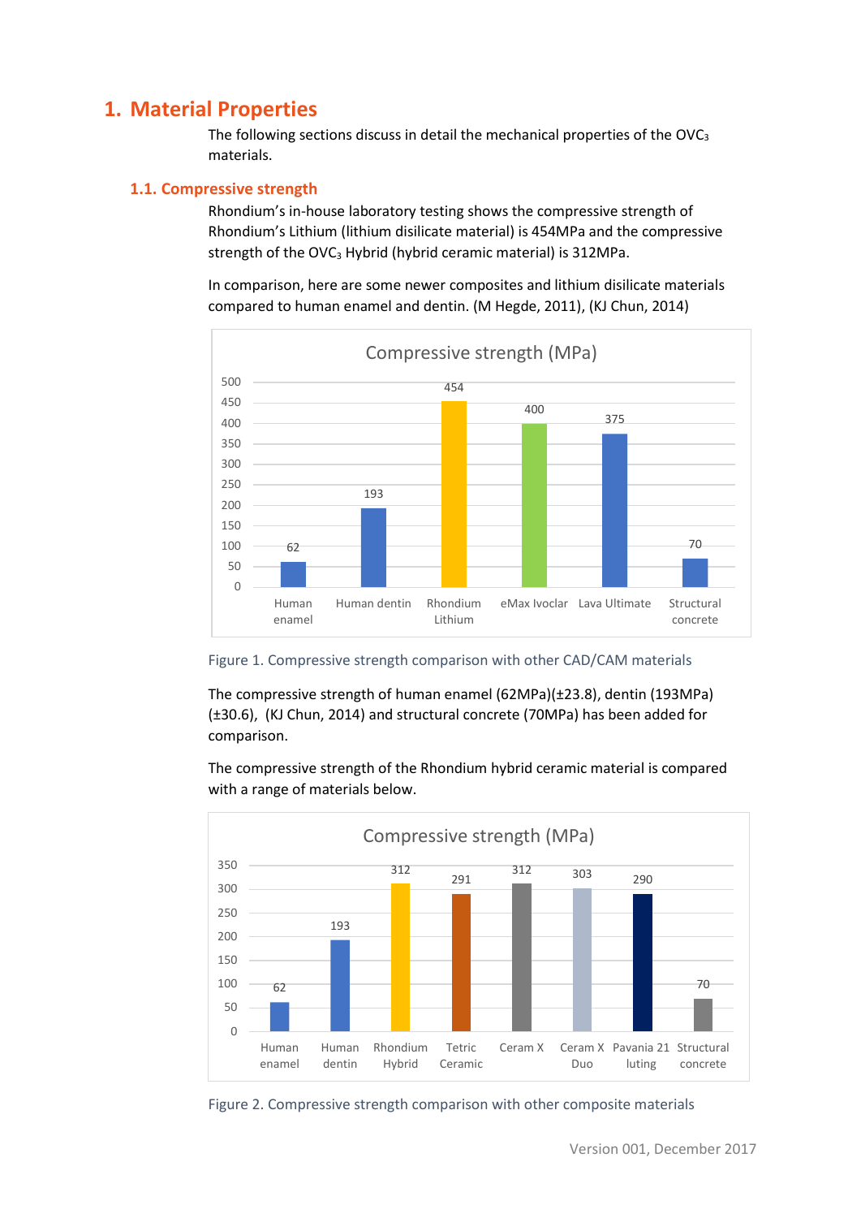# 1. Material Properties

The following sections discuss in detail the mechanical properties of the $OVC_3$ materials.

## 1.1. Compressive strength

Rhondium's in-house laboratory testing shows the compressive strength of Rhondium's Lithium (lithium disilicate material) is 454MPa and the compressive strength of the $OVC_3$ Hybrid (hybrid ceramic material) is 312MPa.

In comparison, here are some newer composites and lithium disilicate materials compared to human enamel and dentin. (M Hegde, 2011), (KJ Chun, 2014)

Compressive strength (MPa)

| Material | Compressive strength (MPa) |
|---|---|
| Human enamel | 62 |
| Human dentin | 193 |
| Rhondium Lithium | 454 |
| eMax Ivoclar | 400 |
| Lava Ultimate | 375 |
| Structural concrete | 70 |

Figure 1. Compressive strength comparison with other CAD/CAM materials

The compressive strength of human enamel (62MPa)(±23.8), dentin (193MPa)(±30.6), (KJ Chun, 2014) and structural concrete (70MPa) has been added for comparison.

The compressive strength of the Rhondium hybrid ceramic material is compared with a range of materials below.

Compressive strength (MPa)

| Material | Compressive strength (MPa) |
|---|---|
| Human enamel | 62 |
| Human dentin | 193 |
| Rhondium Hybrid | 312 |
| Tetric Ceramic | 291 |
| Ceram X | 312 |
| Ceram X Duo | 303 |
| Pavania 21 luting | 290 |
| Structural concrete | 70 |

Figure 2. Compressive strength comparison with other composite materials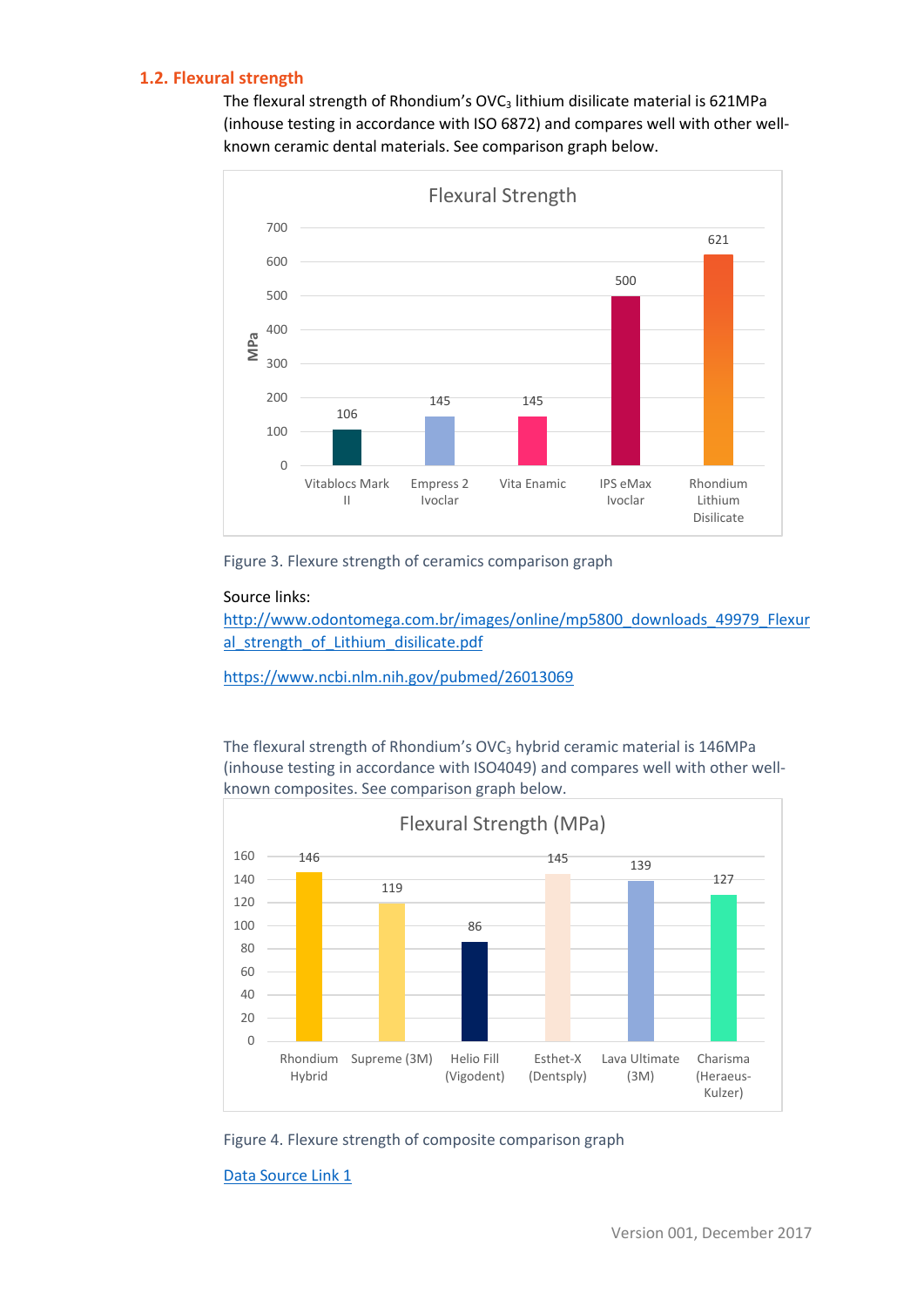### 1.2. Flexural strength

The flexural strength of Rhondium's $OVC_3$ lithium disilicate material is 621MPa (inhouse testing in accordance with ISO 6872) and compares well with other well-known ceramic dental materials. See comparison graph below.

**Flexural Strength**

| Material | MPa |
|---|---|
| Vitablocs Mark II | 106 |
| Empress 2 Ivoclar | 145 |
| Vita Enamic | 145 |
| IPS eMax Ivoclar | 500 |
| Rhondium Lithium Disilicate | 621 |

Figure 3. Flexure strength of ceramics comparison graph

Source links:
http://www.odontomega.com.br/images/online/mp5800_downloads_49979_Flexural_strength_of_Lithium_disilicate.pdf

https://www.ncbi.nlm.nih.gov/pubmed/26013069

The flexural strength of Rhondium's $OVC_3$ hybrid ceramic material is 146MPa (inhouse testing in accordance with ISO4049) and compares well with other well-known composites. See comparison graph below.

**Flexural Strength (MPa)**

| Material | MPa |
|---|---|
| Rhondium Hybrid | 146 |
| Supreme (3M) | 119 |
| Helio Fill (Vigodent) | 86 |
| Esthet-X (Dentsply) | 145 |
| Lava Ultimate (3M) | 139 |
| Charisma (Heraeus-Kulzer) | 127 |

Figure 4. Flexure strength of composite comparison graph

Data Source Link 1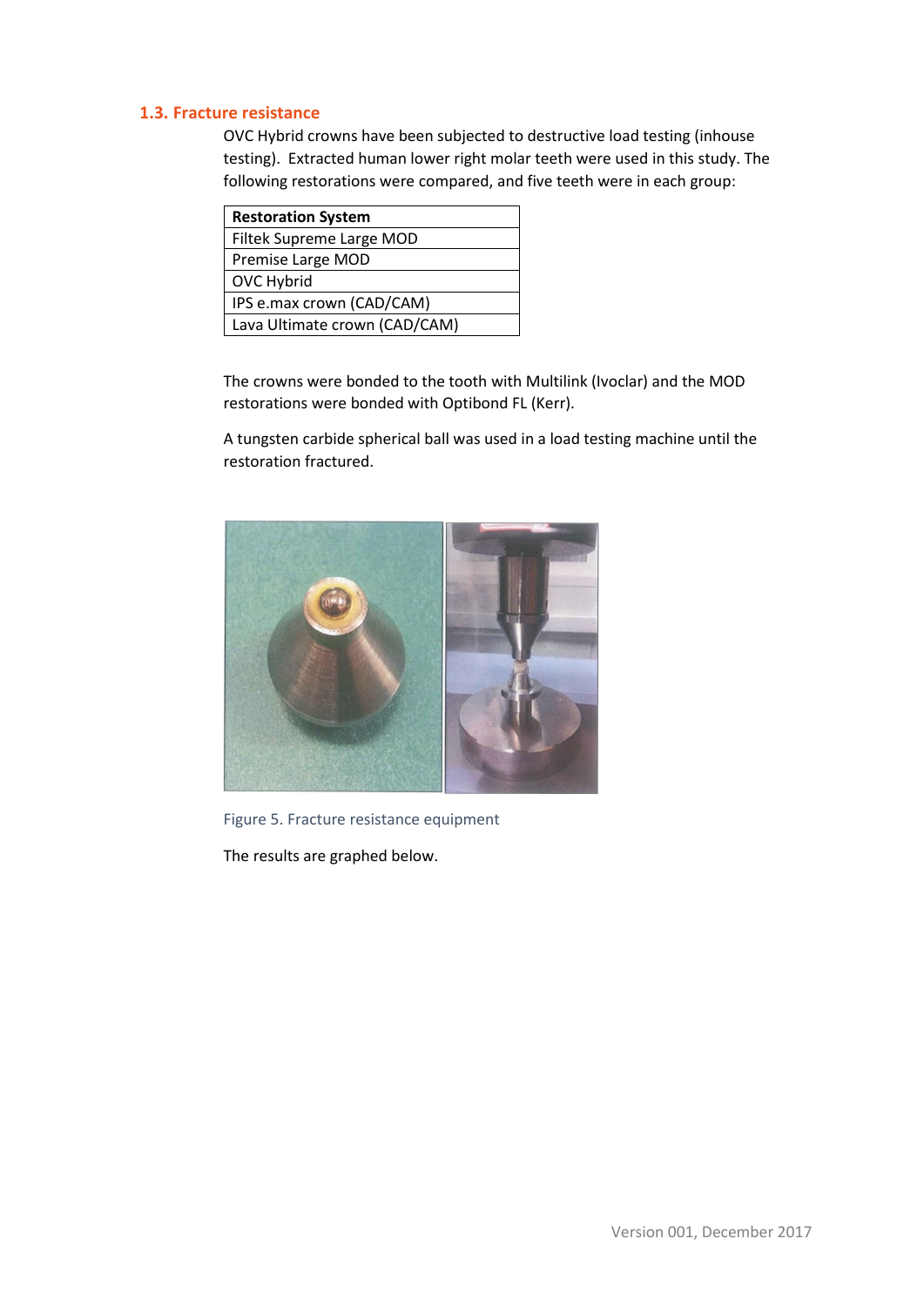### 1.3. Fracture resistance

OVC Hybrid crowns have been subjected to destructive load testing (inhouse testing). Extracted human lower right molar teeth were used in this study. The following restorations were compared, and five teeth were in each group:

| Restoration System |
|---|
| Filtek Supreme Large MOD |
| Premise Large MOD |
| OVC Hybrid |
| IPS e.max crown (CAD/CAM) |
| Lava Ultimate crown (CAD/CAM) |

The crowns were bonded to the tooth with Multilink (Ivoclar) and the MOD restorations were bonded with Optibond FL (Kerr).

A tungsten carbide spherical ball was used in a load testing machine until the restoration fractured.

Figure 5. Fracture resistance equipment

The results are graphed below.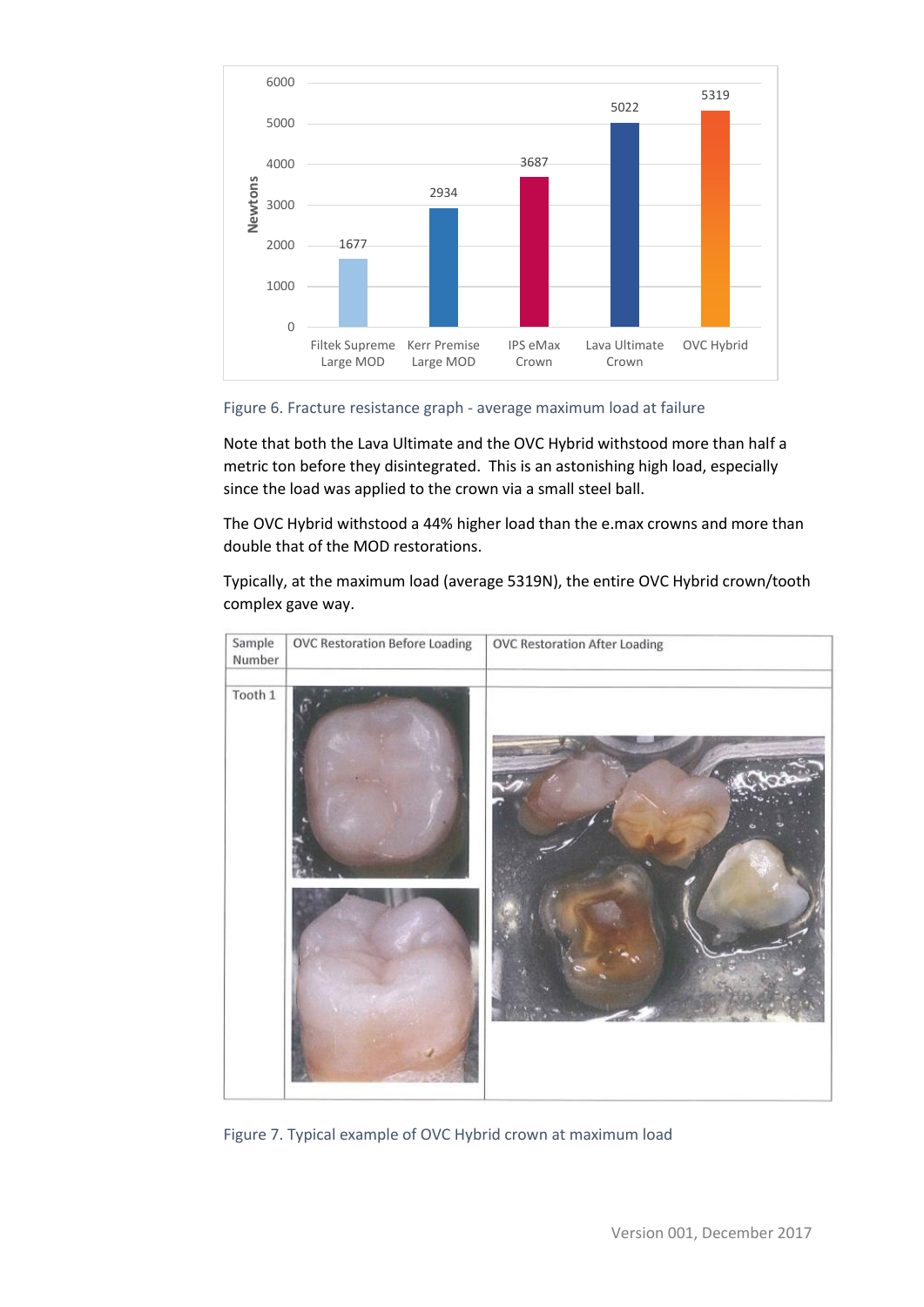| | Filtek Supreme Large MOD | Kerr Premise Large MOD | IPS eMax Crown | Lava Ultimate Crown | OVC Hybrid |
|---|---|---|---|---|---|
| Newtons | 1677 | 2934 | 3687 | 5022 | 5319 |

Figure 6. Fracture resistance graph - average maximum load at failure

Note that both the Lava Ultimate and the OVC Hybrid withstood more than half a metric ton before they disintegrated. This is an astonishing high load, especially since the load was applied to the crown via a small steel ball.

The OVC Hybrid withstood a 44% higher load than the e.max crowns and more than double that of the MOD restorations.

Typically, at the maximum load (average 5319N), the entire OVC Hybrid crown/tooth complex gave way.

| Sample Number | OVC Restoration Before Loading | OVC Restoration After Loading |
|---|---|---|
| Tooth 1 | | |

Figure 7. Typical example of OVC Hybrid crown at maximum load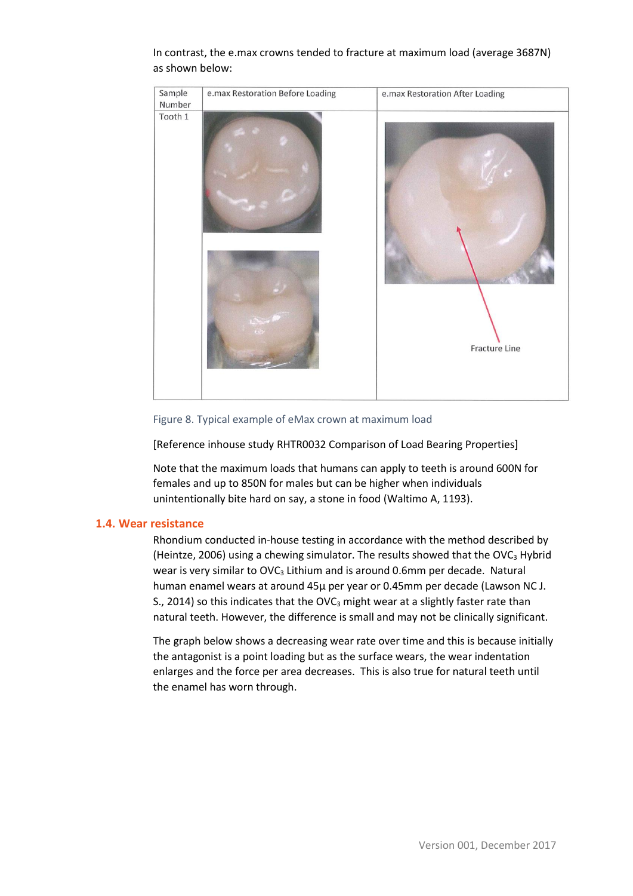In contrast, the e.max crowns tended to fracture at maximum load (average 3687N) as shown below:

| Sample Number | e.max Restoration Before Loading | e.max Restoration After Loading |
| --- | --- | --- |
| Tooth 1 | | Fracture Line |

Figure 8. Typical example of eMax crown at maximum load

[Reference inhouse study RHTR0032 Comparison of Load Bearing Properties]

Note that the maximum loads that humans can apply to teeth is around 600N for females and up to 850N for males but can be higher when individuals unintentionally bite hard on say, a stone in food (Waltimo A, 1193).

## 1.4. Wear resistance

Rhondium conducted in-house testing in accordance with the method described by (Heintze, 2006) using a chewing simulator. The results showed that the $OVC_3$ Hybrid wear is very similar to $OVC_3$ Lithium and is around 0.6mm per decade. Natural human enamel wears at around 45µ per year or 0.45mm per decade (Lawson NC J. S., 2014) so this indicates that the $OVC_3$ might wear at a slightly faster rate than natural teeth. However, the difference is small and may not be clinically significant.

The graph below shows a decreasing wear rate over time and this is because initially the antagonist is a point loading but as the surface wears, the wear indentation enlarges and the force per area decreases. This is also true for natural teeth until the enamel has worn through.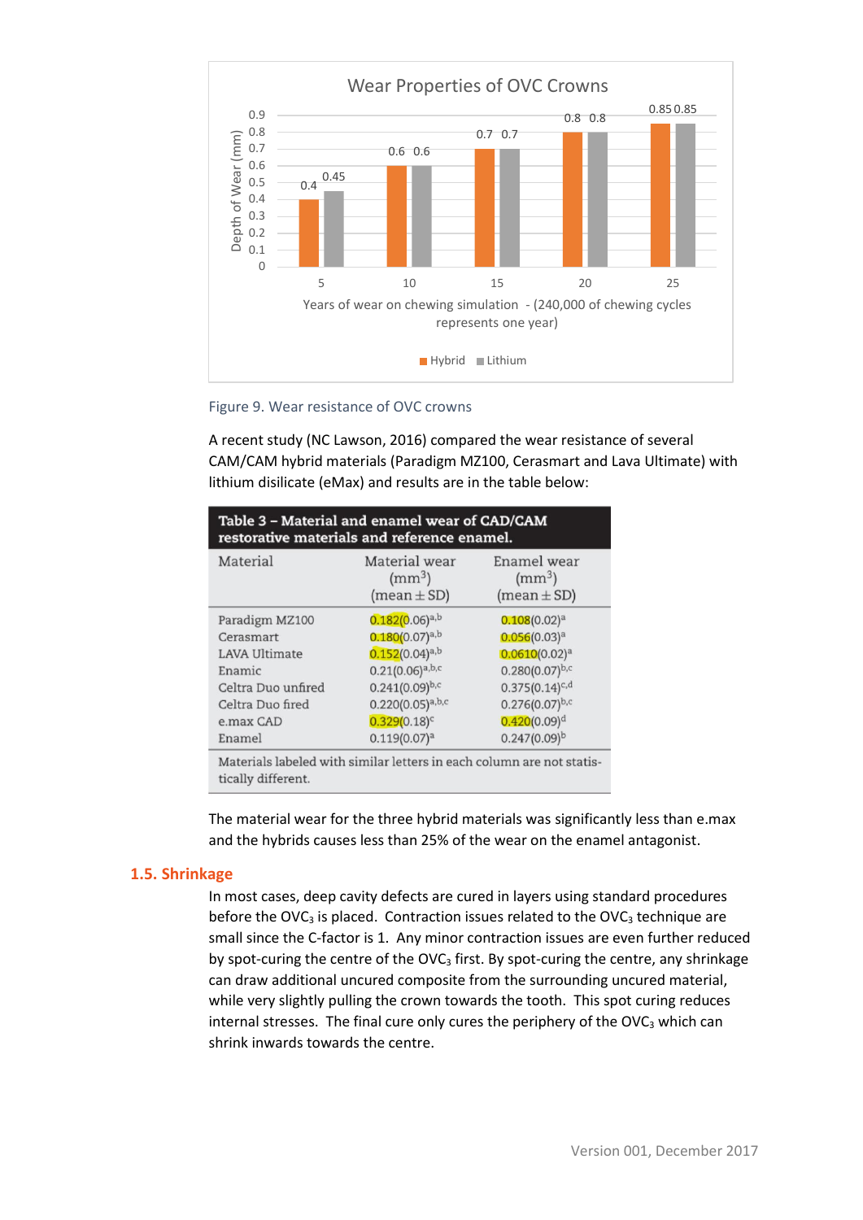**Wear Properties of OVC Crowns**

| Years of wear on chewing simulation - (240,000 of chewing cycles represents one year) | Hybrid | Lithium |
|---|---|---|
| 5 | 0.4 | 0.45 |
| 10 | 0.6 | 0.6 |
| 15 | 0.7 | 0.7 |
| 20 | 0.8 | 0.8 |
| 25 | 0.85 | 0.85 |

Depth of Wear (mm)

Figure 9. Wear resistance of OVC crowns

A recent study (NC Lawson, 2016) compared the wear resistance of several CAM/CAM hybrid materials (Paradigm MZ100, Cerasmart and Lava Ultimate) with lithium disilicate (eMax) and results are in the table below:

**Table 3 – Material and enamel wear of CAD/CAM restorative materials and reference enamel.**

| Material | Material wear ($mm^3$) (mean ± SD) | Enamel wear ($mm^3$) (mean ± SD) |
|---|---|---|
| Paradigm MZ100 | 0.182(0.06)$^{a,b}$ | 0.108(0.02)$^{a}$ |
| Cerasmart | 0.180(0.07)$^{a,b}$ | 0.056(0.03)$^{a}$ |
| LAVA Ultimate | 0.152(0.04)$^{a,b}$ | 0.0610(0.02)$^{a}$ |
| Enamic | 0.21(0.06)$^{a,b,c}$ | 0.280(0.07)$^{b,c}$ |
| Celtra Duo unfired | 0.241(0.09)$^{b,c}$ | 0.375(0.14)$^{c,d}$ |
| Celtra Duo fired | 0.220(0.05)$^{a,b,c}$ | 0.276(0.07)$^{b,c}$ |
| e.max CAD | 0.329(0.18)$^{c}$ | 0.420(0.09)$^{d}$ |
| Enamel | 0.119(0.07)$^{a}$ | 0.247(0.09)$^{b}$ |

Materials labeled with similar letters in each column are not statistically different.

The material wear for the three hybrid materials was significantly less than e.max and the hybrids causes less than 25% of the wear on the enamel antagonist.

## 1.5. Shrinkage

In most cases, deep cavity defects are cured in layers using standard procedures before the $OVC_3$ is placed. Contraction issues related to the $OVC_3$ technique are small since the C-factor is 1. Any minor contraction issues are even further reduced by spot-curing the centre of the $OVC_3$ first. By spot-curing the centre, any shrinkage can draw additional uncured composite from the surrounding uncured material, while very slightly pulling the crown towards the tooth. This spot curing reduces internal stresses. The final cure only cures the periphery of the $OVC_3$ which can shrink inwards towards the centre.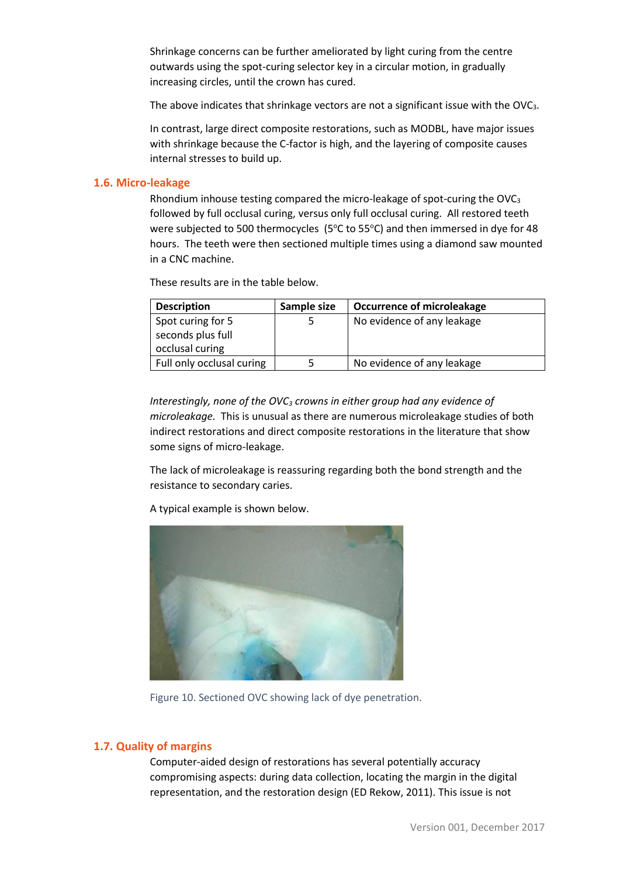Shrinkage concerns can be further ameliorated by light curing from the centre outwards using the spot-curing selector key in a circular motion, in gradually increasing circles, until the crown has cured.

The above indicates that shrinkage vectors are not a significant issue with the $OVC_3$.

In contrast, large direct composite restorations, such as MODBL, have major issues with shrinkage because the C-factor is high, and the layering of composite causes internal stresses to build up.

## 1.6. Micro-leakage

Rhondium inhouse testing compared the micro-leakage of spot-curing the $OVC_3$ followed by full occlusal curing, versus only full occlusal curing. All restored teeth were subjected to 500 thermocycles (5°C to 55°C) and then immersed in dye for 48 hours. The teeth were then sectioned multiple times using a diamond saw mounted in a CNC machine.

These results are in the table below.

| Description | Sample size | Occurrence of microleakage |
|---|---|---|
| Spot curing for 5 seconds plus full occlusal curing | 5 | No evidence of any leakage |
| Full only occlusal curing | 5 | No evidence of any leakage |

*Interestingly, none of the $OVC_3$ crowns in either group had any evidence of microleakage.* This is unusual as there are numerous microleakage studies of both indirect restorations and direct composite restorations in the literature that show some signs of micro-leakage.

The lack of microleakage is reassuring regarding both the bond strength and the resistance to secondary caries.

A typical example is shown below.

Figure 10. Sectioned OVC showing lack of dye penetration.

## 1.7. Quality of margins

Computer-aided design of restorations has several potentially accuracy compromising aspects: during data collection, locating the margin in the digital representation, and the restoration design (ED Rekow, 2011). This issue is not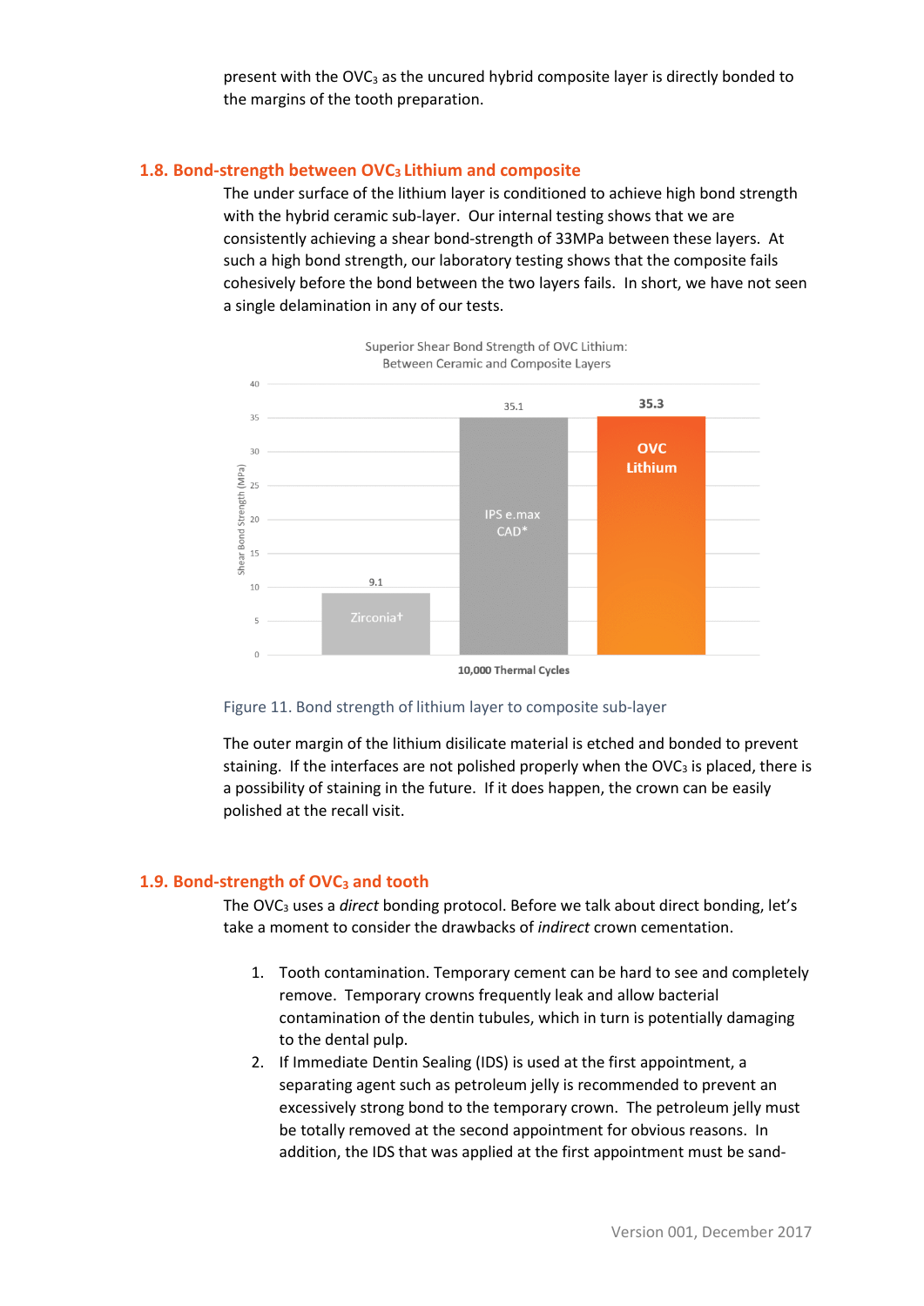present with the $OVC_3$ as the uncured hybrid composite layer is directly bonded to the margins of the tooth preparation.

## 1.8. Bond-strength between $OVC_3$ Lithium and composite

The under surface of the lithium layer is conditioned to achieve high bond strength with the hybrid ceramic sub-layer. Our internal testing shows that we are consistently achieving a shear bond-strength of 33MPa between these layers. At such a high bond strength, our laboratory testing shows that the composite fails cohesively before the bond between the two layers fails. In short, we have not seen a single delamination in any of our tests.

Superior Shear Bond Strength of OVC Lithium: Between Ceramic and Composite Layers

| 10,000 Thermal Cycles | Shear Bond Strength (MPa) |
|---|---|
| Zirconia† | 9.1 |
| IPS e.max CAD* | 35.1 |
| OVC Lithium | 35.3 |

Figure 11. Bond strength of lithium layer to composite sub-layer

The outer margin of the lithium disilicate material is etched and bonded to prevent staining. If the interfaces are not polished properly when the $OVC_3$ is placed, there is a possibility of staining in the future. If it does happen, the crown can be easily polished at the recall visit.

## 1.9. Bond-strength of $OVC_3$ and tooth

The $OVC_3$ uses a *direct* bonding protocol. Before we talk about direct bonding, let's take a moment to consider the drawbacks of *indirect* crown cementation.

1. Tooth contamination. Temporary cement can be hard to see and completely remove. Temporary crowns frequently leak and allow bacterial contamination of the dentin tubules, which in turn is potentially damaging to the dental pulp.
2. If Immediate Dentin Sealing (IDS) is used at the first appointment, a separating agent such as petroleum jelly is recommended to prevent an excessively strong bond to the temporary crown. The petroleum jelly must be totally removed at the second appointment for obvious reasons. In addition, the IDS that was applied at the first appointment must be sand-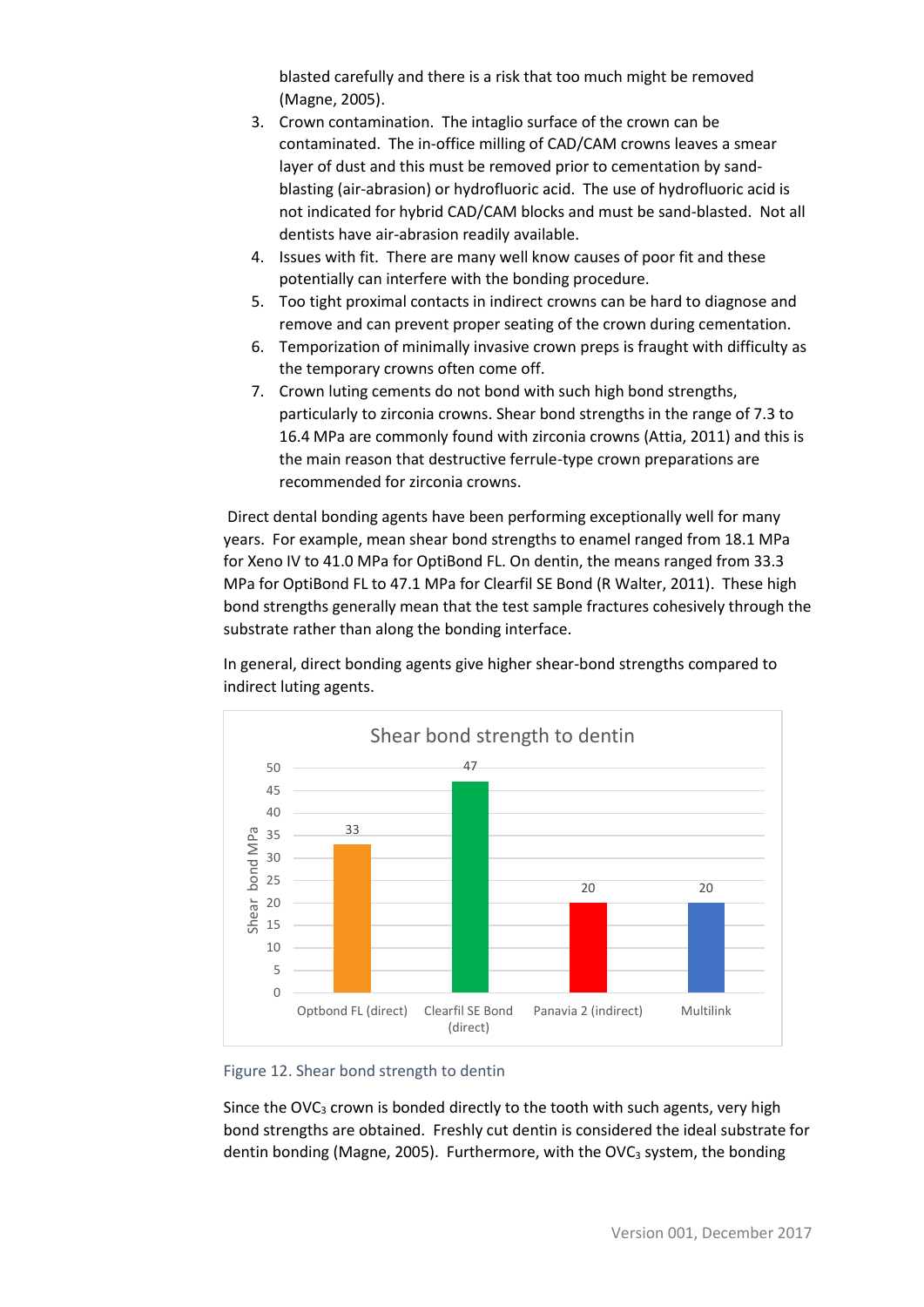blasted carefully and there is a risk that too much might be removed (Magne, 2005).

3. Crown contamination. The intaglio surface of the crown can be contaminated. The in-office milling of CAD/CAM crowns leaves a smear layer of dust and this must be removed prior to cementation by sand-blasting (air-abrasion) or hydrofluoric acid. The use of hydrofluoric acid is not indicated for hybrid CAD/CAM blocks and must be sand-blasted. Not all dentists have air-abrasion readily available.
4. Issues with fit. There are many well know causes of poor fit and these potentially can interfere with the bonding procedure.
5. Too tight proximal contacts in indirect crowns can be hard to diagnose and remove and can prevent proper seating of the crown during cementation.
6. Temporization of minimally invasive crown preps is fraught with difficulty as the temporary crowns often come off.
7. Crown luting cements do not bond with such high bond strengths, particularly to zirconia crowns. Shear bond strengths in the range of 7.3 to 16.4 MPa are commonly found with zirconia crowns (Attia, 2011) and this is the main reason that destructive ferrule-type crown preparations are recommended for zirconia crowns.

Direct dental bonding agents have been performing exceptionally well for many years. For example, mean shear bond strengths to enamel ranged from 18.1 MPa for Xeno IV to 41.0 MPa for OptiBond FL. On dentin, the means ranged from 33.3 MPa for OptiBond FL to 47.1 MPa for Clearfil SE Bond (R Walter, 2011). These high bond strengths generally mean that the test sample fractures cohesively through the substrate rather than along the bonding interface.

In general, direct bonding agents give higher shear-bond strengths compared to indirect luting agents.

**Shear bond strength to dentin**

| | Shear bond MPa |
|---|---|
| Optbond FL (direct) | 33 |
| Clearfil SE Bond (direct) | 47 |
| Panavia 2 (indirect) | 20 |
| Multilink | 20 |

Figure 12. Shear bond strength to dentin

Since the $OVC_3$ crown is bonded directly to the tooth with such agents, very high bond strengths are obtained. Freshly cut dentin is considered the ideal substrate for dentin bonding (Magne, 2005). Furthermore, with the $OVC_3$ system, the bonding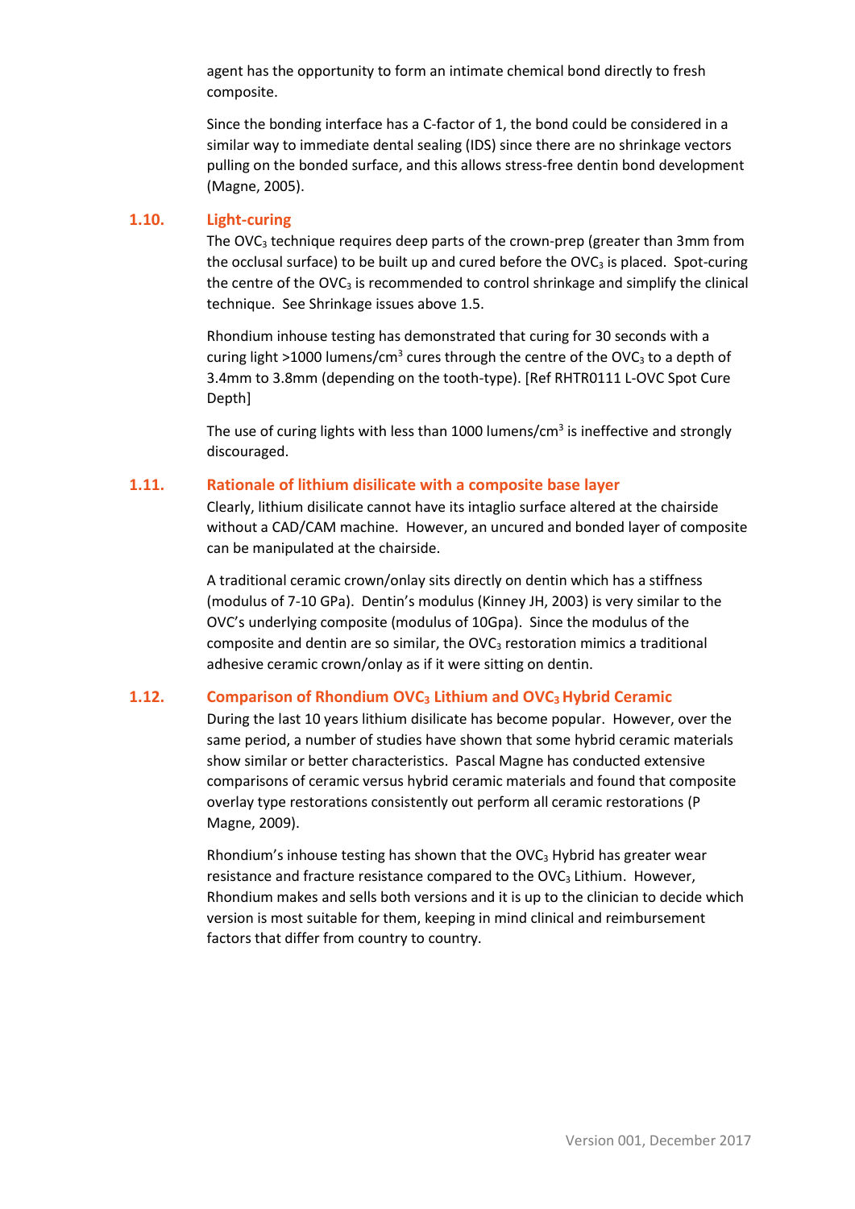agent has the opportunity to form an intimate chemical bond directly to fresh composite.

Since the bonding interface has a C-factor of 1, the bond could be considered in a similar way to immediate dental sealing (IDS) since there are no shrinkage vectors pulling on the bonded surface, and this allows stress-free dentin bond development (Magne, 2005).

## 1.10. Light-curing

The $OVC_3$ technique requires deep parts of the crown-prep (greater than 3mm from the occlusal surface) to be built up and cured before the $OVC_3$ is placed. Spot-curing the centre of the $OVC_3$ is recommended to control shrinkage and simplify the clinical technique. See Shrinkage issues above 1.5.

Rhondium inhouse testing has demonstrated that curing for 30 seconds with a curing light >1000 lumens/$cm^3$ cures through the centre of the $OVC_3$ to a depth of 3.4mm to 3.8mm (depending on the tooth-type). [Ref RHTR0111 L-OVC Spot Cure Depth]

The use of curing lights with less than 1000 lumens/$cm^3$ is ineffective and strongly discouraged.

## 1.11. Rationale of lithium disilicate with a composite base layer

Clearly, lithium disilicate cannot have its intaglio surface altered at the chairside without a CAD/CAM machine. However, an uncured and bonded layer of composite can be manipulated at the chairside.

A traditional ceramic crown/onlay sits directly on dentin which has a stiffness (modulus of 7-10 GPa). Dentin's modulus (Kinney JH, 2003) is very similar to the OVC's underlying composite (modulus of 10Gpa). Since the modulus of the composite and dentin are so similar, the $OVC_3$ restoration mimics a traditional adhesive ceramic crown/onlay as if it were sitting on dentin.

## 1.12. Comparison of Rhondium $OVC_3$ Lithium and $OVC_3$ Hybrid Ceramic

During the last 10 years lithium disilicate has become popular. However, over the same period, a number of studies have shown that some hybrid ceramic materials show similar or better characteristics. Pascal Magne has conducted extensive comparisons of ceramic versus hybrid ceramic materials and found that composite overlay type restorations consistently out perform all ceramic restorations (P Magne, 2009).

Rhondium's inhouse testing has shown that the $OVC_3$ Hybrid has greater wear resistance and fracture resistance compared to the $OVC_3$ Lithium. However, Rhondium makes and sells both versions and it is up to the clinician to decide which version is most suitable for them, keeping in mind clinical and reimbursement factors that differ from country to country.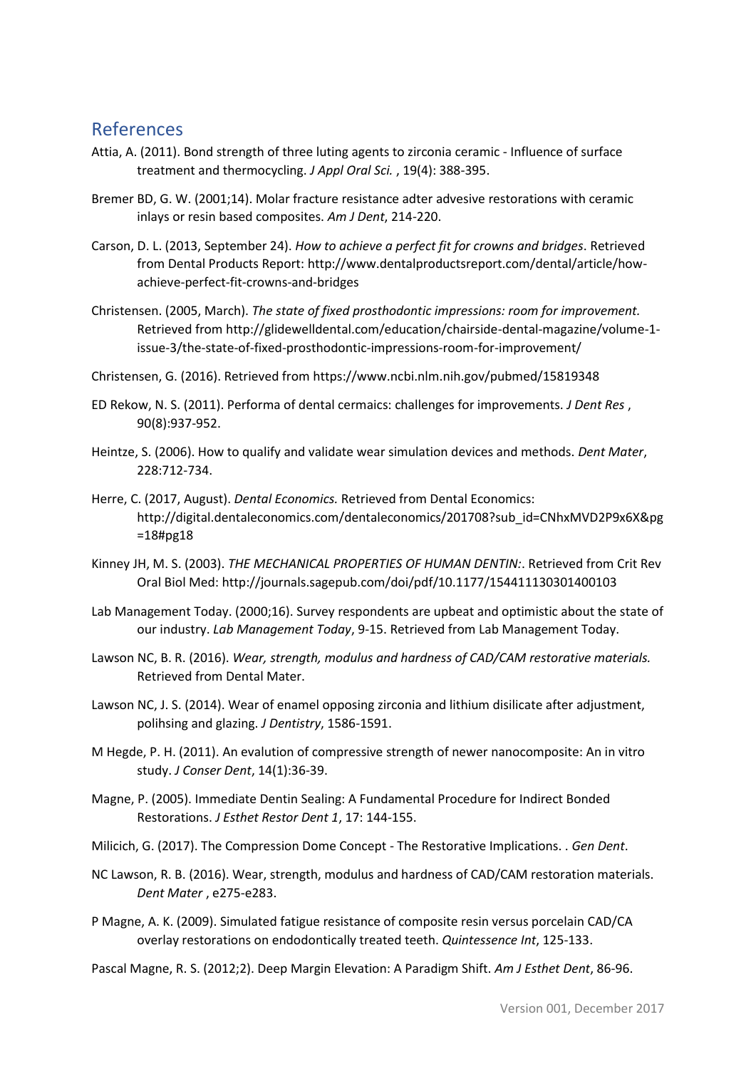## References

Attia, A. (2011). Bond strength of three luting agents to zirconia ceramic - Influence of surface treatment and thermocycling. *J Appl Oral Sci.* , 19(4): 388-395.

Bremer BD, G. W. (2001;14). Molar fracture resistance adter advesive restorations with ceramic inlays or resin based composites. *Am J Dent*, 214-220.

Carson, D. L. (2013, September 24). *How to achieve a perfect fit for crowns and bridges*. Retrieved from Dental Products Report: http://www.dentalproductsreport.com/dental/article/how-achieve-perfect-fit-crowns-and-bridges

Christensen. (2005, March). *The state of fixed prosthodontic impressions: room for improvement.* Retrieved from http://glidewelldental.com/education/chairside-dental-magazine/volume-1-issue-3/the-state-of-fixed-prosthodontic-impressions-room-for-improvement/

Christensen, G. (2016). Retrieved from https://www.ncbi.nlm.nih.gov/pubmed/15819348

ED Rekow, N. S. (2011). Performa of dental cermaics: challenges for improvements. *J Dent Res* , 90(8):937-952.

Heintze, S. (2006). How to qualify and validate wear simulation devices and methods. *Dent Mater*, 228:712-734.

Herre, C. (2017, August). *Dental Economics.* Retrieved from Dental Economics: http://digital.dentaleconomics.com/dentaleconomics/201708?sub_id=CNhxMVD2P9x6X&pg=18#pg18

Kinney JH, M. S. (2003). *THE MECHANICAL PROPERTIES OF HUMAN DENTIN:*. Retrieved from Crit Rev Oral Biol Med: http://journals.sagepub.com/doi/pdf/10.1177/154411130301400103

Lab Management Today. (2000;16). Survey respondents are upbeat and optimistic about the state of our industry. *Lab Management Today*, 9-15. Retrieved from Lab Management Today.

Lawson NC, B. R. (2016). *Wear, strength, modulus and hardness of CAD/CAM restorative materials.* Retrieved from Dental Mater.

Lawson NC, J. S. (2014). Wear of enamel opposing zirconia and lithium disilicate after adjustment, polihsing and glazing. *J Dentistry*, 1586-1591.

M Hegde, P. H. (2011). An evalution of compressive strength of newer nanocomposite: An in vitro study. *J Conser Dent*, 14(1):36-39.

Magne, P. (2005). Immediate Dentin Sealing: A Fundamental Procedure for Indirect Bonded Restorations. *J Esthet Restor Dent 1*, 17: 144-155.

Milicich, G. (2017). The Compression Dome Concept - The Restorative Implications. . *Gen Dent*.

NC Lawson, R. B. (2016). Wear, strength, modulus and hardness of CAD/CAM restoration materials. *Dent Mater* , e275-e283.

P Magne, A. K. (2009). Simulated fatigue resistance of composite resin versus porcelain CAD/CA overlay restorations on endodontically treated teeth. *Quintessence Int*, 125-133.

Pascal Magne, R. S. (2012;2). Deep Margin Elevation: A Paradigm Shift. *Am J Esthet Dent*, 86-96.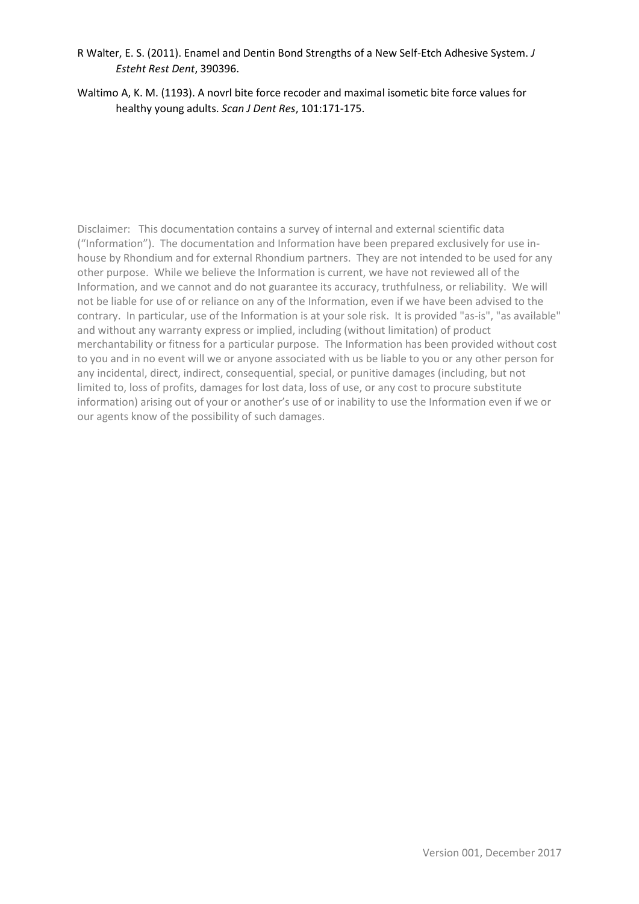R Walter, E. S. (2011). Enamel and Dentin Bond Strengths of a New Self-Etch Adhesive System. *J Esteht Rest Dent*, 390396.

Waltimo A, K. M. (1193). A novrl bite force recoder and maximal isometic bite force values for healthy young adults. *Scan J Dent Res*, 101:171-175.

Disclaimer: This documentation contains a survey of internal and external scientific data ("Information"). The documentation and Information have been prepared exclusively for use in-house by Rhondium and for external Rhondium partners. They are not intended to be used for any other purpose. While we believe the Information is current, we have not reviewed all of the Information, and we cannot and do not guarantee its accuracy, truthfulness, or reliability. We will not be liable for use of or reliance on any of the Information, even if we have been advised to the contrary. In particular, use of the Information is at your sole risk. It is provided "as-is", "as available" and without any warranty express or implied, including (without limitation) of product merchantability or fitness for a particular purpose. The Information has been provided without cost to you and in no event will we or anyone associated with us be liable to you or any other person for any incidental, direct, indirect, consequential, special, or punitive damages (including, but not limited to, loss of profits, damages for lost data, loss of use, or any cost to procure substitute information) arising out of your or another's use of or inability to use the Information even if we or our agents know of the possibility of such damages.

Version 001, December 2017